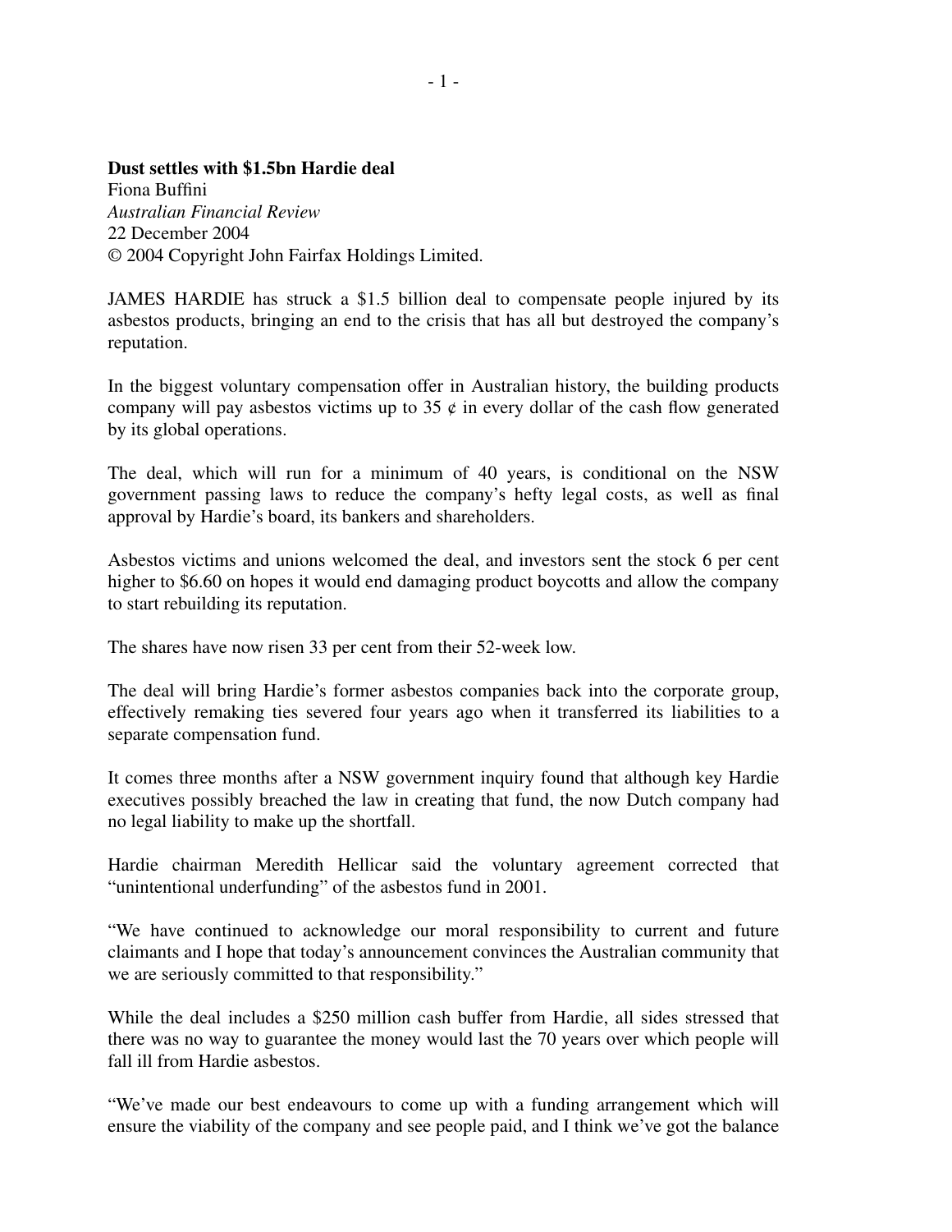**Dust settles with $1.5bn Hardie deal**
Fiona Buffini
*Australian Financial Review*
22 December 2004
© 2004 Copyright John Fairfax Holdings Limited.

JAMES HARDIE has struck a $1.5 billion deal to compensate people injured by its asbestos products, bringing an end to the crisis that has all but destroyed the company's reputation.

In the biggest voluntary compensation offer in Australian history, the building products company will pay asbestos victims up to 35 ¢ in every dollar of the cash flow generated by its global operations.

The deal, which will run for a minimum of 40 years, is conditional on the NSW government passing laws to reduce the company's hefty legal costs, as well as final approval by Hardie's board, its bankers and shareholders.

Asbestos victims and unions welcomed the deal, and investors sent the stock 6 per cent higher to $6.60 on hopes it would end damaging product boycotts and allow the company to start rebuilding its reputation.

The shares have now risen 33 per cent from their 52-week low.

The deal will bring Hardie's former asbestos companies back into the corporate group, effectively remaking ties severed four years ago when it transferred its liabilities to a separate compensation fund.

It comes three months after a NSW government inquiry found that although key Hardie executives possibly breached the law in creating that fund, the now Dutch company had no legal liability to make up the shortfall.

Hardie chairman Meredith Hellicar said the voluntary agreement corrected that "unintentional underfunding" of the asbestos fund in 2001.

"We have continued to acknowledge our moral responsibility to current and future claimants and I hope that today's announcement convinces the Australian community that we are seriously committed to that responsibility."

While the deal includes a $250 million cash buffer from Hardie, all sides stressed that there was no way to guarantee the money would last the 70 years over which people will fall ill from Hardie asbestos.

"We've made our best endeavours to come up with a funding arrangement which will ensure the viability of the company and see people paid, and I think we've got the balance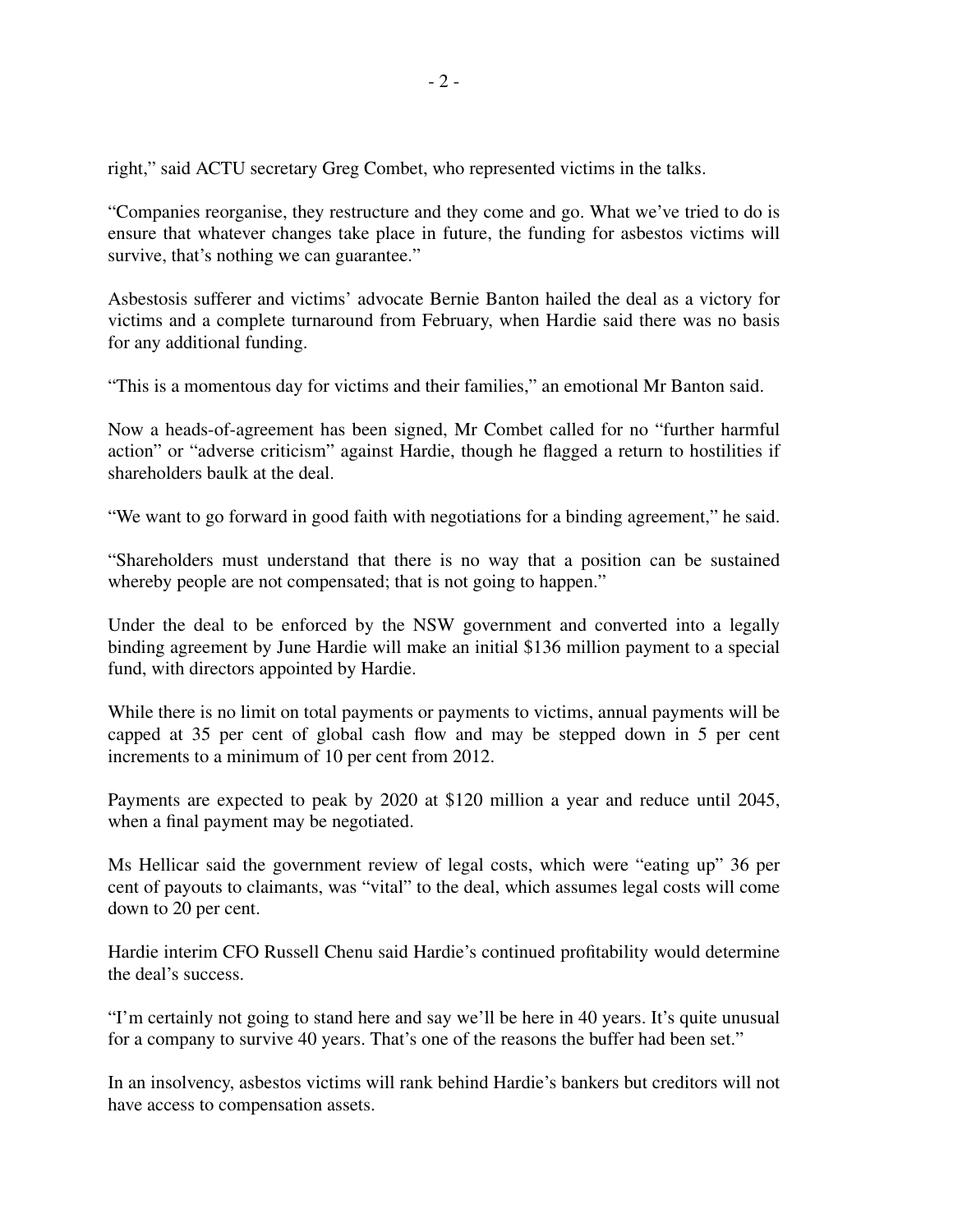right," said ACTU secretary Greg Combet, who represented victims in the talks.

"Companies reorganise, they restructure and they come and go. What we've tried to do is ensure that whatever changes take place in future, the funding for asbestos victims will survive, that's nothing we can guarantee."

Asbestosis sufferer and victims' advocate Bernie Banton hailed the deal as a victory for victims and a complete turnaround from February, when Hardie said there was no basis for any additional funding.

"This is a momentous day for victims and their families," an emotional Mr Banton said.

Now a heads-of-agreement has been signed, Mr Combet called for no "further harmful action" or "adverse criticism" against Hardie, though he flagged a return to hostilities if shareholders baulk at the deal.

"We want to go forward in good faith with negotiations for a binding agreement," he said.

"Shareholders must understand that there is no way that a position can be sustained whereby people are not compensated; that is not going to happen."

Under the deal to be enforced by the NSW government and converted into a legally binding agreement by June Hardie will make an initial $136 million payment to a special fund, with directors appointed by Hardie.

While there is no limit on total payments or payments to victims, annual payments will be capped at 35 per cent of global cash flow and may be stepped down in 5 per cent increments to a minimum of 10 per cent from 2012.

Payments are expected to peak by 2020 at $120 million a year and reduce until 2045, when a final payment may be negotiated.

Ms Hellicar said the government review of legal costs, which were "eating up" 36 per cent of payouts to claimants, was "vital" to the deal, which assumes legal costs will come down to 20 per cent.

Hardie interim CFO Russell Chenu said Hardie's continued profitability would determine the deal's success.

"I'm certainly not going to stand here and say we'll be here in 40 years. It's quite unusual for a company to survive 40 years. That's one of the reasons the buffer had been set."

In an insolvency, asbestos victims will rank behind Hardie's bankers but creditors will not have access to compensation assets.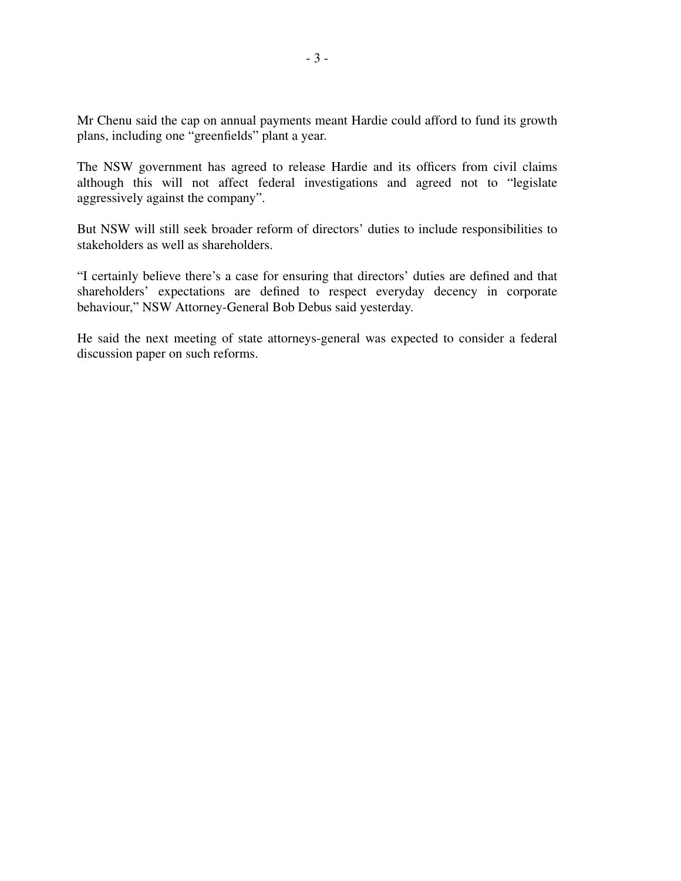Mr Chenu said the cap on annual payments meant Hardie could afford to fund its growth plans, including one "greenfields" plant a year.

The NSW government has agreed to release Hardie and its officers from civil claims although this will not affect federal investigations and agreed not to "legislate aggressively against the company".

But NSW will still seek broader reform of directors' duties to include responsibilities to stakeholders as well as shareholders.

"I certainly believe there's a case for ensuring that directors' duties are defined and that shareholders' expectations are defined to respect everyday decency in corporate behaviour," NSW Attorney-General Bob Debus said yesterday.

He said the next meeting of state attorneys-general was expected to consider a federal discussion paper on such reforms.